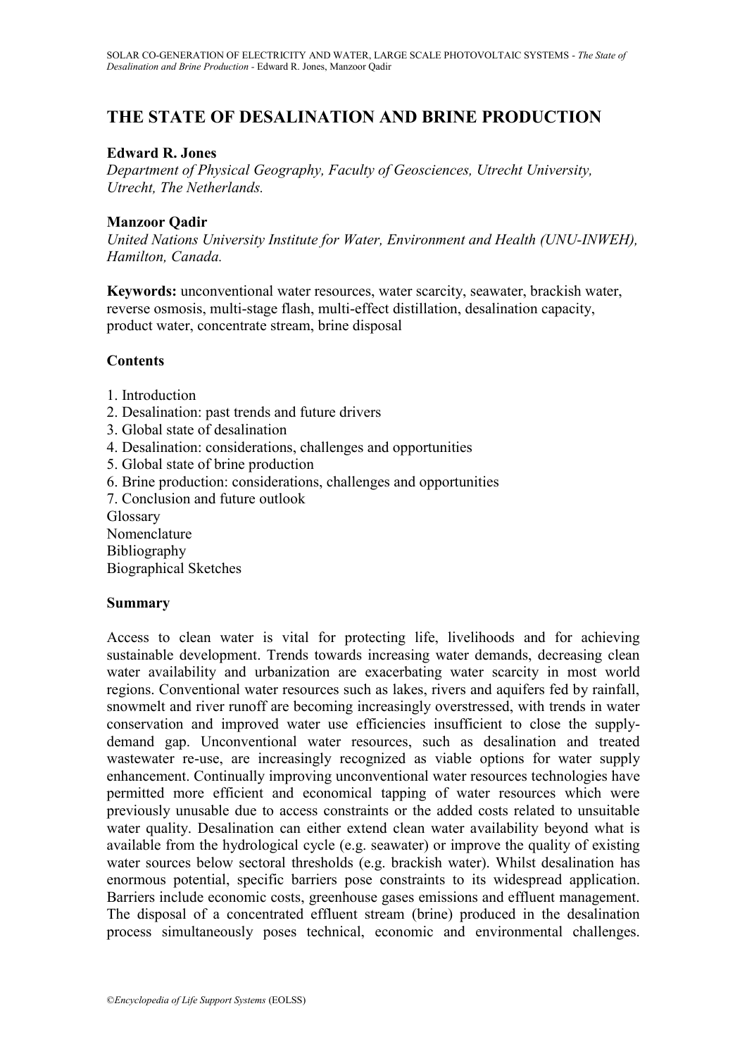# THE STATE OF DESALINATION AND BRINE PRODUCTION

**Edward R. Jones**
*Department of Physical Geography, Faculty of Geosciences, Utrecht University, Utrecht, The Netherlands.*

**Manzoor Qadir**
*United Nations University Institute for Water, Environment and Health (UNU-INWEH), Hamilton, Canada.*

**Keywords:** unconventional water resources, water scarcity, seawater, brackish water, reverse osmosis, multi-stage flash, multi-effect distillation, desalination capacity, product water, concentrate stream, brine disposal

**Contents**

1. Introduction
2. Desalination: past trends and future drivers
3. Global state of desalination
4. Desalination: considerations, challenges and opportunities
5. Global state of brine production
6. Brine production: considerations, challenges and opportunities
7. Conclusion and future outlook

Glossary
Nomenclature
Bibliography
Biographical Sketches

**Summary**

Access to clean water is vital for protecting life, livelihoods and for achieving sustainable development. Trends towards increasing water demands, decreasing clean water availability and urbanization are exacerbating water scarcity in most world regions. Conventional water resources such as lakes, rivers and aquifers fed by rainfall, snowmelt and river runoff are becoming increasingly overstressed, with trends in water conservation and improved water use efficiencies insufficient to close the supply-demand gap. Unconventional water resources, such as desalination and treated wastewater re-use, are increasingly recognized as viable options for water supply enhancement. Continually improving unconventional water resources technologies have permitted more efficient and economical tapping of water resources which were previously unusable due to access constraints or the added costs related to unsuitable water quality. Desalination can either extend clean water availability beyond what is available from the hydrological cycle (e.g. seawater) or improve the quality of existing water sources below sectoral thresholds (e.g. brackish water). Whilst desalination has enormous potential, specific barriers pose constraints to its widespread application. Barriers include economic costs, greenhouse gases emissions and effluent management. The disposal of a concentrated effluent stream (brine) produced in the desalination process simultaneously poses technical, economic and environmental challenges.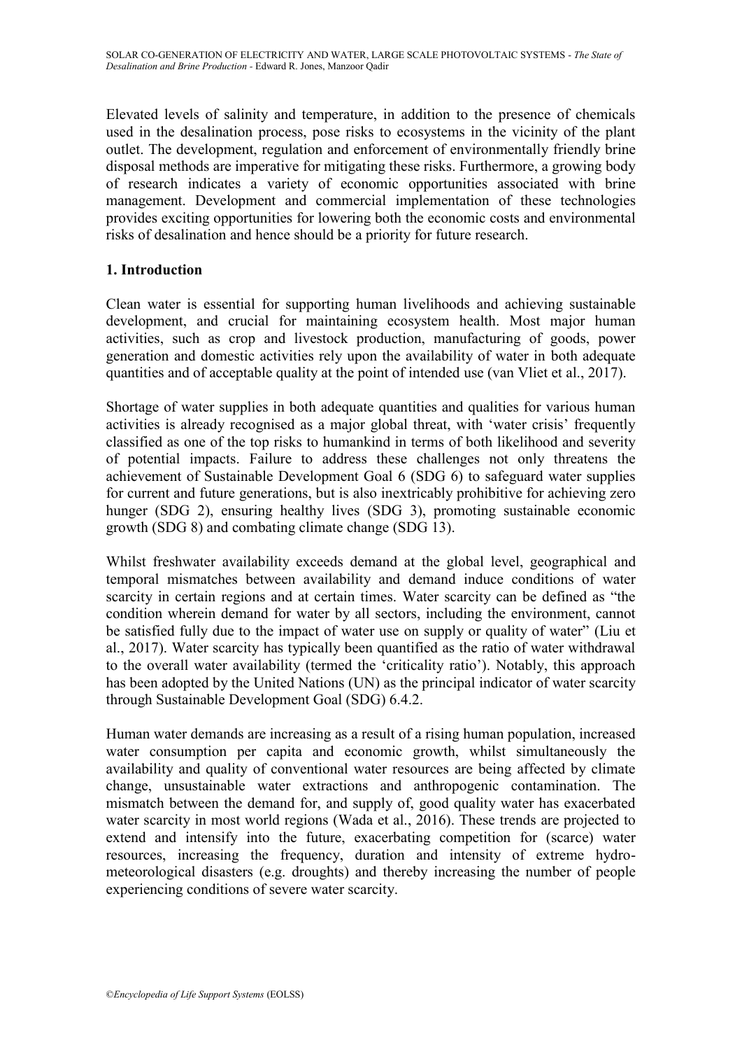Elevated levels of salinity and temperature, in addition to the presence of chemicals used in the desalination process, pose risks to ecosystems in the vicinity of the plant outlet. The development, regulation and enforcement of environmentally friendly brine disposal methods are imperative for mitigating these risks. Furthermore, a growing body of research indicates a variety of economic opportunities associated with brine management. Development and commercial implementation of these technologies provides exciting opportunities for lowering both the economic costs and environmental risks of desalination and hence should be a priority for future research.

## 1. Introduction

Clean water is essential for supporting human livelihoods and achieving sustainable development, and crucial for maintaining ecosystem health. Most major human activities, such as crop and livestock production, manufacturing of goods, power generation and domestic activities rely upon the availability of water in both adequate quantities and of acceptable quality at the point of intended use (van Vliet et al., 2017).

Shortage of water supplies in both adequate quantities and qualities for various human activities is already recognised as a major global threat, with 'water crisis' frequently classified as one of the top risks to humankind in terms of both likelihood and severity of potential impacts. Failure to address these challenges not only threatens the achievement of Sustainable Development Goal 6 (SDG 6) to safeguard water supplies for current and future generations, but is also inextricably prohibitive for achieving zero hunger (SDG 2), ensuring healthy lives (SDG 3), promoting sustainable economic growth (SDG 8) and combating climate change (SDG 13).

Whilst freshwater availability exceeds demand at the global level, geographical and temporal mismatches between availability and demand induce conditions of water scarcity in certain regions and at certain times. Water scarcity can be defined as "the condition wherein demand for water by all sectors, including the environment, cannot be satisfied fully due to the impact of water use on supply or quality of water" (Liu et al., 2017). Water scarcity has typically been quantified as the ratio of water withdrawal to the overall water availability (termed the 'criticality ratio'). Notably, this approach has been adopted by the United Nations (UN) as the principal indicator of water scarcity through Sustainable Development Goal (SDG) 6.4.2.

Human water demands are increasing as a result of a rising human population, increased water consumption per capita and economic growth, whilst simultaneously the availability and quality of conventional water resources are being affected by climate change, unsustainable water extractions and anthropogenic contamination. The mismatch between the demand for, and supply of, good quality water has exacerbated water scarcity in most world regions (Wada et al., 2016). These trends are projected to extend and intensify into the future, exacerbating competition for (scarce) water resources, increasing the frequency, duration and intensity of extreme hydro-meteorological disasters (e.g. droughts) and thereby increasing the number of people experiencing conditions of severe water scarcity.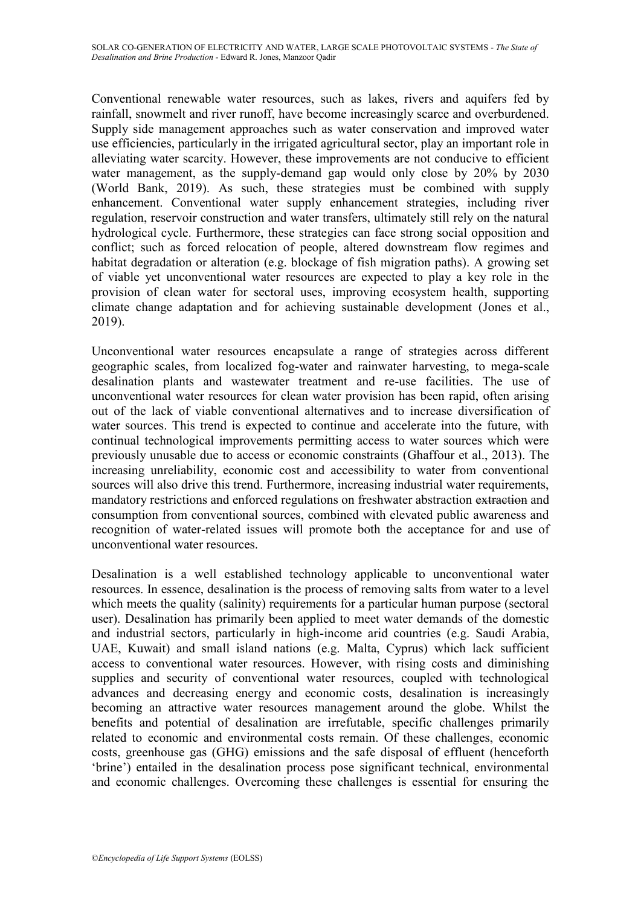Conventional renewable water resources, such as lakes, rivers and aquifers fed by rainfall, snowmelt and river runoff, have become increasingly scarce and overburdened. Supply side management approaches such as water conservation and improved water use efficiencies, particularly in the irrigated agricultural sector, play an important role in alleviating water scarcity. However, these improvements are not conducive to efficient water management, as the supply-demand gap would only close by 20% by 2030 (World Bank, 2019). As such, these strategies must be combined with supply enhancement. Conventional water supply enhancement strategies, including river regulation, reservoir construction and water transfers, ultimately still rely on the natural hydrological cycle. Furthermore, these strategies can face strong social opposition and conflict; such as forced relocation of people, altered downstream flow regimes and habitat degradation or alteration (e.g. blockage of fish migration paths). A growing set of viable yet unconventional water resources are expected to play a key role in the provision of clean water for sectoral uses, improving ecosystem health, supporting climate change adaptation and for achieving sustainable development (Jones et al., 2019).

Unconventional water resources encapsulate a range of strategies across different geographic scales, from localized fog-water and rainwater harvesting, to mega-scale desalination plants and wastewater treatment and re-use facilities. The use of unconventional water resources for clean water provision has been rapid, often arising out of the lack of viable conventional alternatives and to increase diversification of water sources. This trend is expected to continue and accelerate into the future, with continual technological improvements permitting access to water sources which were previously unusable due to access or economic constraints (Ghaffour et al., 2013). The increasing unreliability, economic cost and accessibility to water from conventional sources will also drive this trend. Furthermore, increasing industrial water requirements, mandatory restrictions and enforced regulations on freshwater abstraction ~~extraction~~ and consumption from conventional sources, combined with elevated public awareness and recognition of water-related issues will promote both the acceptance for and use of unconventional water resources.

Desalination is a well established technology applicable to unconventional water resources. In essence, desalination is the process of removing salts from water to a level which meets the quality (salinity) requirements for a particular human purpose (sectoral user). Desalination has primarily been applied to meet water demands of the domestic and industrial sectors, particularly in high-income arid countries (e.g. Saudi Arabia, UAE, Kuwait) and small island nations (e.g. Malta, Cyprus) which lack sufficient access to conventional water resources. However, with rising costs and diminishing supplies and security of conventional water resources, coupled with technological advances and decreasing energy and economic costs, desalination is increasingly becoming an attractive water resources management around the globe. Whilst the benefits and potential of desalination are irrefutable, specific challenges primarily related to economic and environmental costs remain. Of these challenges, economic costs, greenhouse gas (GHG) emissions and the safe disposal of effluent (henceforth 'brine') entailed in the desalination process pose significant technical, environmental and economic challenges. Overcoming these challenges is essential for ensuring the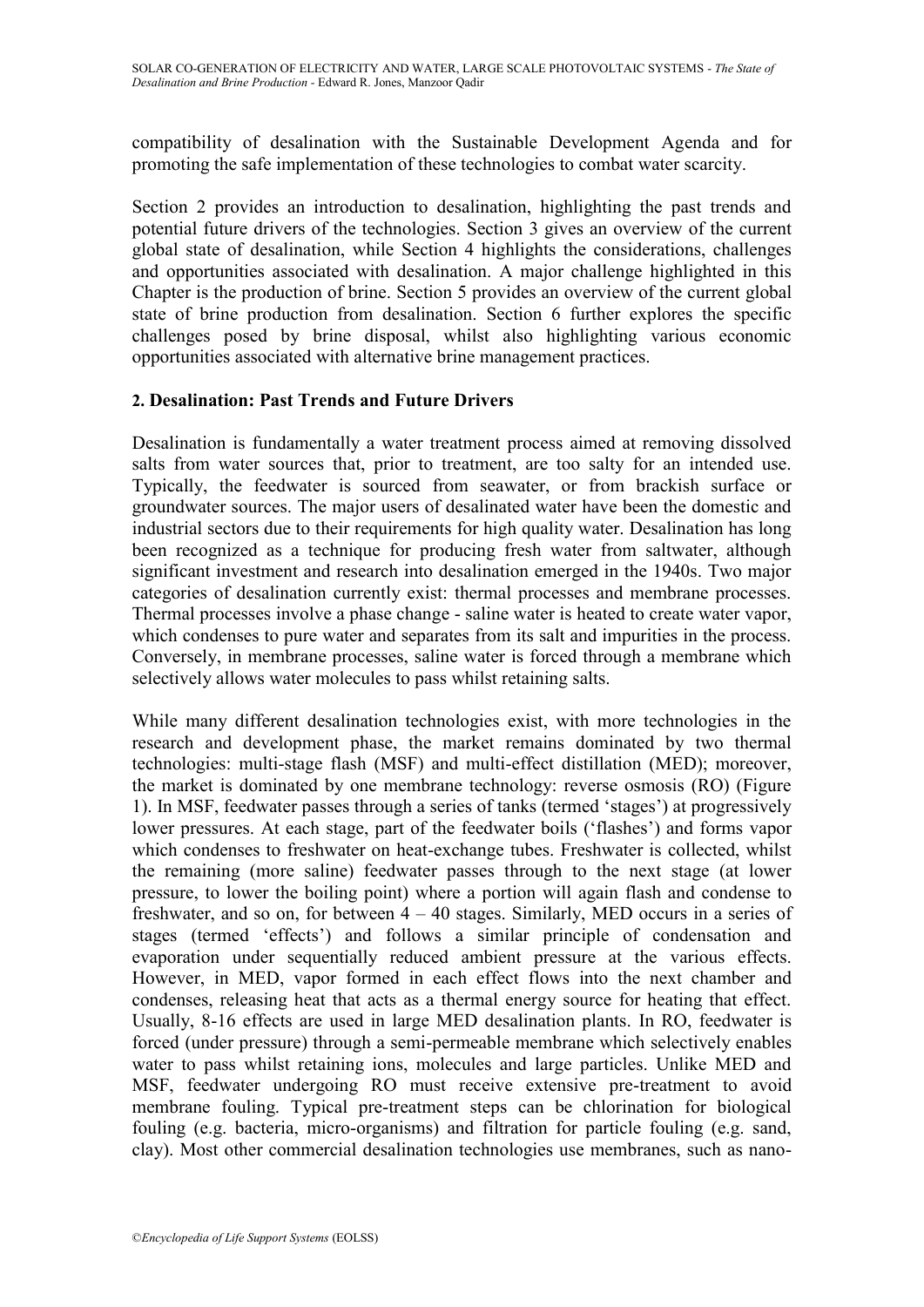compatibility of desalination with the Sustainable Development Agenda and for promoting the safe implementation of these technologies to combat water scarcity.

Section 2 provides an introduction to desalination, highlighting the past trends and potential future drivers of the technologies. Section 3 gives an overview of the current global state of desalination, while Section 4 highlights the considerations, challenges and opportunities associated with desalination. A major challenge highlighted in this Chapter is the production of brine. Section 5 provides an overview of the current global state of brine production from desalination. Section 6 further explores the specific challenges posed by brine disposal, whilst also highlighting various economic opportunities associated with alternative brine management practices.

## 2. Desalination: Past Trends and Future Drivers

Desalination is fundamentally a water treatment process aimed at removing dissolved salts from water sources that, prior to treatment, are too salty for an intended use. Typically, the feedwater is sourced from seawater, or from brackish surface or groundwater sources. The major users of desalinated water have been the domestic and industrial sectors due to their requirements for high quality water. Desalination has long been recognized as a technique for producing fresh water from saltwater, although significant investment and research into desalination emerged in the 1940s. Two major categories of desalination currently exist: thermal processes and membrane processes. Thermal processes involve a phase change - saline water is heated to create water vapor, which condenses to pure water and separates from its salt and impurities in the process. Conversely, in membrane processes, saline water is forced through a membrane which selectively allows water molecules to pass whilst retaining salts.

While many different desalination technologies exist, with more technologies in the research and development phase, the market remains dominated by two thermal technologies: multi-stage flash (MSF) and multi-effect distillation (MED); moreover, the market is dominated by one membrane technology: reverse osmosis (RO) (Figure 1). In MSF, feedwater passes through a series of tanks (termed 'stages') at progressively lower pressures. At each stage, part of the feedwater boils ('flashes') and forms vapor which condenses to freshwater on heat-exchange tubes. Freshwater is collected, whilst the remaining (more saline) feedwater passes through to the next stage (at lower pressure, to lower the boiling point) where a portion will again flash and condense to freshwater, and so on, for between 4 – 40 stages. Similarly, MED occurs in a series of stages (termed 'effects') and follows a similar principle of condensation and evaporation under sequentially reduced ambient pressure at the various effects. However, in MED, vapor formed in each effect flows into the next chamber and condenses, releasing heat that acts as a thermal energy source for heating that effect. Usually, 8-16 effects are used in large MED desalination plants. In RO, feedwater is forced (under pressure) through a semi-permeable membrane which selectively enables water to pass whilst retaining ions, molecules and large particles. Unlike MED and MSF, feedwater undergoing RO must receive extensive pre-treatment to avoid membrane fouling. Typical pre-treatment steps can be chlorination for biological fouling (e.g. bacteria, micro-organisms) and filtration for particle fouling (e.g. sand, clay). Most other commercial desalination technologies use membranes, such as nano-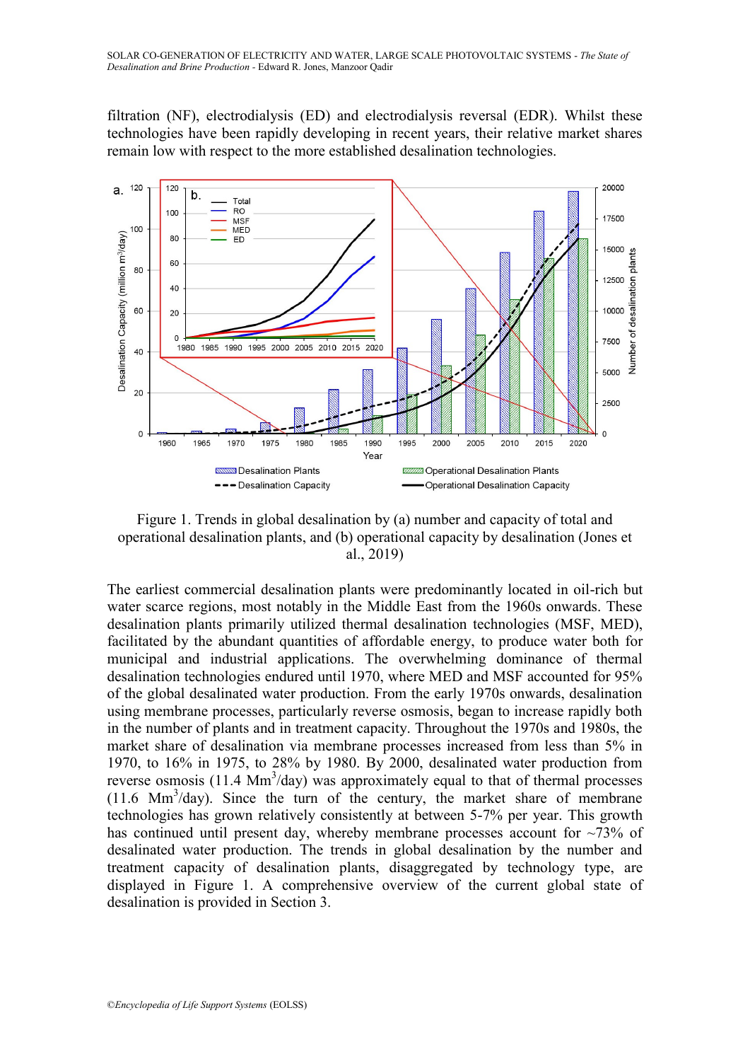filtration (NF), electrodialysis (ED) and electrodialysis reversal (EDR). Whilst these technologies have been rapidly developing in recent years, their relative market shares remain low with respect to the more established desalination technologies.

Figure 1. Trends in global desalination by (a) number and capacity of total and operational desalination plants, and (b) operational capacity by desalination (Jones et al., 2019)

The earliest commercial desalination plants were predominantly located in oil-rich but water scarce regions, most notably in the Middle East from the 1960s onwards. These desalination plants primarily utilized thermal desalination technologies (MSF, MED), facilitated by the abundant quantities of affordable energy, to produce water both for municipal and industrial applications. The overwhelming dominance of thermal desalination technologies endured until 1970, where MED and MSF accounted for 95% of the global desalinated water production. From the early 1970s onwards, desalination using membrane processes, particularly reverse osmosis, began to increase rapidly both in the number of plants and in treatment capacity. Throughout the 1970s and 1980s, the market share of desalination via membrane processes increased from less than 5% in 1970, to 16% in 1975, to 28% by 1980. By 2000, desalinated water production from reverse osmosis (11.4 $Mm^3$/day) was approximately equal to that of thermal processes (11.6 $Mm^3$/day). Since the turn of the century, the market share of membrane technologies has grown relatively consistently at between 5-7% per year. This growth has continued until present day, whereby membrane processes account for ~73% of desalinated water production. The trends in global desalination by the number and treatment capacity of desalination plants, disaggregated by technology type, are displayed in Figure 1. A comprehensive overview of the current global state of desalination is provided in Section 3.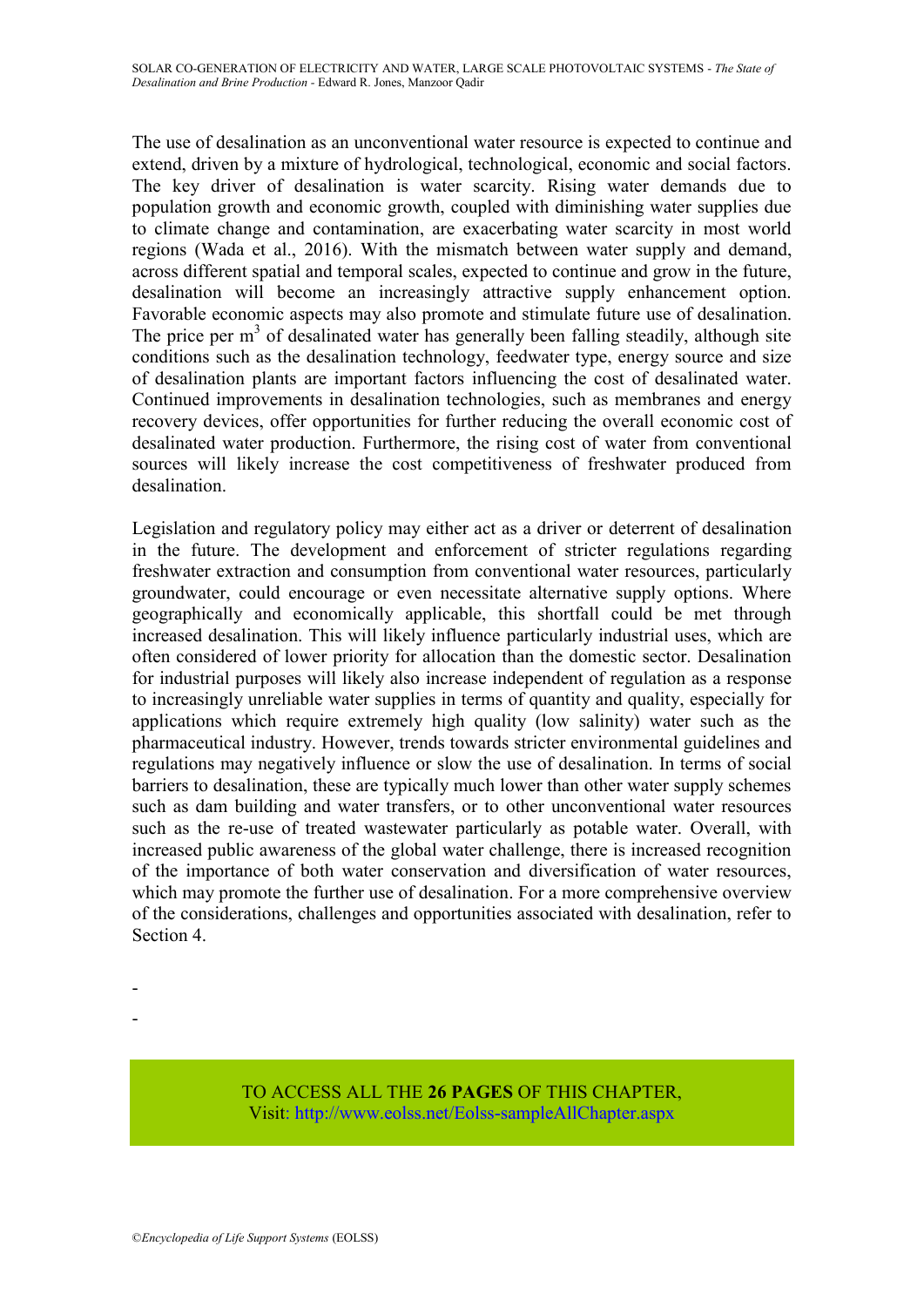The use of desalination as an unconventional water resource is expected to continue and extend, driven by a mixture of hydrological, technological, economic and social factors. The key driver of desalination is water scarcity. Rising water demands due to population growth and economic growth, coupled with diminishing water supplies due to climate change and contamination, are exacerbating water scarcity in most world regions (Wada et al., 2016). With the mismatch between water supply and demand, across different spatial and temporal scales, expected to continue and grow in the future, desalination will become an increasingly attractive supply enhancement option. Favorable economic aspects may also promote and stimulate future use of desalination. The price per $m^3$ of desalinated water has generally been falling steadily, although site conditions such as the desalination technology, feedwater type, energy source and size of desalination plants are important factors influencing the cost of desalinated water. Continued improvements in desalination technologies, such as membranes and energy recovery devices, offer opportunities for further reducing the overall economic cost of desalinated water production. Furthermore, the rising cost of water from conventional sources will likely increase the cost competitiveness of freshwater produced from desalination.

Legislation and regulatory policy may either act as a driver or deterrent of desalination in the future. The development and enforcement of stricter regulations regarding freshwater extraction and consumption from conventional water resources, particularly groundwater, could encourage or even necessitate alternative supply options. Where geographically and economically applicable, this shortfall could be met through increased desalination. This will likely influence particularly industrial uses, which are often considered of lower priority for allocation than the domestic sector. Desalination for industrial purposes will likely also increase independent of regulation as a response to increasingly unreliable water supplies in terms of quantity and quality, especially for applications which require extremely high quality (low salinity) water such as the pharmaceutical industry. However, trends towards stricter environmental guidelines and regulations may negatively influence or slow the use of desalination. In terms of social barriers to desalination, these are typically much lower than other water supply schemes such as dam building and water transfers, or to other unconventional water resources such as the re-use of treated wastewater particularly as potable water. Overall, with increased public awareness of the global water challenge, there is increased recognition of the importance of both water conservation and diversification of water resources, which may promote the further use of desalination. For a more comprehensive overview of the considerations, challenges and opportunities associated with desalination, refer to Section 4.

-

-

TO ACCESS ALL THE **26 PAGES** OF THIS CHAPTER,
Visit: http://www.eolss.net/Eolss-sampleAllChapter.aspx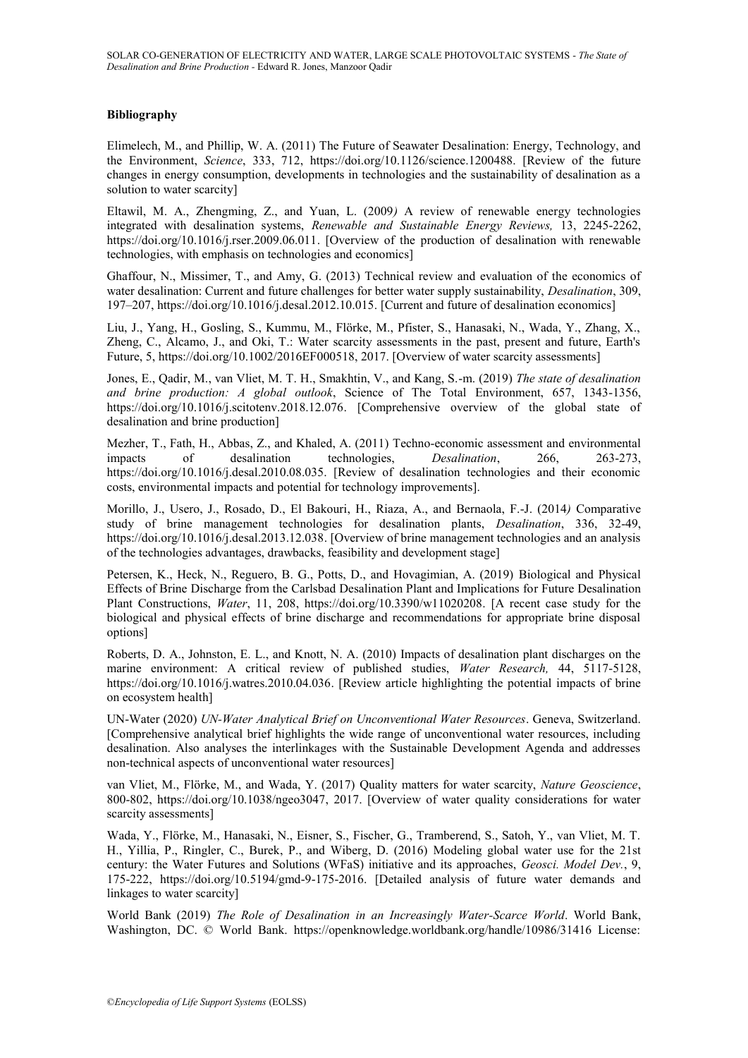**Bibliography**

Elimelech, M., and Phillip, W. A. (2011) The Future of Seawater Desalination: Energy, Technology, and the Environment, *Science*, 333, 712, https://doi.org/10.1126/science.1200488. [Review of the future changes in energy consumption, developments in technologies and the sustainability of desalination as a solution to water scarcity]

Eltawil, M. A., Zhengming, Z., and Yuan, L. (2009*)* A review of renewable energy technologies integrated with desalination systems, *Renewable and Sustainable Energy Reviews,* 13, 2245-2262, https://doi.org/10.1016/j.rser.2009.06.011. [Overview of the production of desalination with renewable technologies, with emphasis on technologies and economics]

Ghaffour, N., Missimer, T., and Amy, G. (2013) Technical review and evaluation of the economics of water desalination: Current and future challenges for better water supply sustainability, *Desalination*, 309, 197–207, https://doi.org/10.1016/j.desal.2012.10.015. [Current and future of desalination economics]

Liu, J., Yang, H., Gosling, S., Kummu, M., Flörke, M., Pfister, S., Hanasaki, N., Wada, Y., Zhang, X., Zheng, C., Alcamo, J., and Oki, T.: Water scarcity assessments in the past, present and future, Earth's Future, 5, https://doi.org/10.1002/2016EF000518, 2017. [Overview of water scarcity assessments]

Jones, E., Qadir, M., van Vliet, M. T. H., Smakhtin, V., and Kang, S.-m. (2019) *The state of desalination and brine production: A global outlook*, Science of The Total Environment, 657, 1343-1356, https://doi.org/10.1016/j.scitotenv.2018.12.076. [Comprehensive overview of the global state of desalination and brine production]

Mezher, T., Fath, H., Abbas, Z., and Khaled, A. (2011) Techno-economic assessment and environmental impacts of desalination technologies, *Desalination*, 266, 263-273, https://doi.org/10.1016/j.desal.2010.08.035. [Review of desalination technologies and their economic costs, environmental impacts and potential for technology improvements].

Morillo, J., Usero, J., Rosado, D., El Bakouri, H., Riaza, A., and Bernaola, F.-J. (2014*)* Comparative study of brine management technologies for desalination plants, *Desalination*, 336, 32-49, https://doi.org/10.1016/j.desal.2013.12.038. [Overview of brine management technologies and an analysis of the technologies advantages, drawbacks, feasibility and development stage]

Petersen, K., Heck, N., Reguero, B. G., Potts, D., and Hovagimian, A. (2019) Biological and Physical Effects of Brine Discharge from the Carlsbad Desalination Plant and Implications for Future Desalination Plant Constructions, *Water*, 11, 208, https://doi.org/10.3390/w11020208. [A recent case study for the biological and physical effects of brine discharge and recommendations for appropriate brine disposal options]

Roberts, D. A., Johnston, E. L., and Knott, N. A. (2010) Impacts of desalination plant discharges on the marine environment: A critical review of published studies, *Water Research,* 44, 5117-5128, https://doi.org/10.1016/j.watres.2010.04.036. [Review article highlighting the potential impacts of brine on ecosystem health]

UN-Water (2020) *UN-Water Analytical Brief on Unconventional Water Resources*. Geneva, Switzerland. [Comprehensive analytical brief highlights the wide range of unconventional water resources, including desalination. Also analyses the interlinkages with the Sustainable Development Agenda and addresses non-technical aspects of unconventional water resources]

van Vliet, M., Flörke, M., and Wada, Y. (2017) Quality matters for water scarcity, *Nature Geoscience*, 800-802, https://doi.org/10.1038/ngeo3047, 2017. [Overview of water quality considerations for water scarcity assessments]

Wada, Y., Flörke, M., Hanasaki, N., Eisner, S., Fischer, G., Tramberend, S., Satoh, Y., van Vliet, M. T. H., Yillia, P., Ringler, C., Burek, P., and Wiberg, D. (2016) Modeling global water use for the 21st century: the Water Futures and Solutions (WFaS) initiative and its approaches, *Geosci. Model Dev.*, 9, 175-222, https://doi.org/10.5194/gmd-9-175-2016. [Detailed analysis of future water demands and linkages to water scarcity]

World Bank (2019) *The Role of Desalination in an Increasingly Water-Scarce World*. World Bank, Washington, DC. © World Bank. https://openknowledge.worldbank.org/handle/10986/31416 License: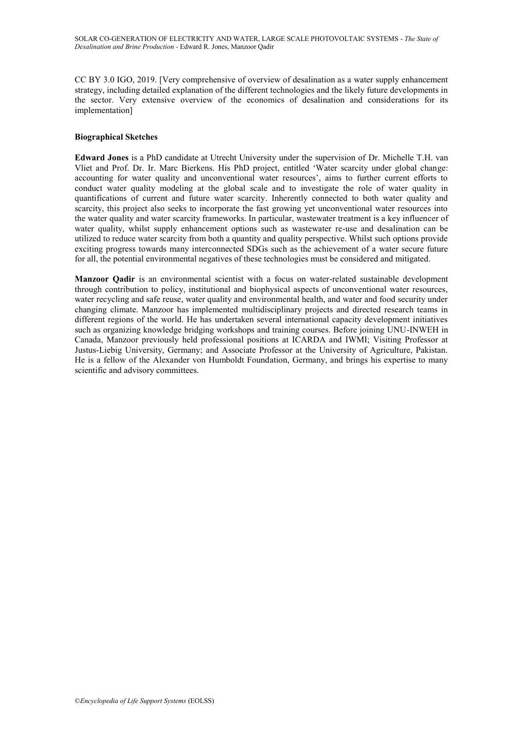CC BY 3.0 IGO, 2019. [Very comprehensive of overview of desalination as a water supply enhancement strategy, including detailed explanation of the different technologies and the likely future developments in the sector. Very extensive overview of the economics of desalination and considerations for its implementation]

**Biographical Sketches**

**Edward Jones** is a PhD candidate at Utrecht University under the supervision of Dr. Michelle T.H. van Vliet and Prof. Dr. Ir. Marc Bierkens. His PhD project, entitled 'Water scarcity under global change: accounting for water quality and unconventional water resources', aims to further current efforts to conduct water quality modeling at the global scale and to investigate the role of water quality in quantifications of current and future water scarcity. Inherently connected to both water quality and scarcity, this project also seeks to incorporate the fast growing yet unconventional water resources into the water quality and water scarcity frameworks. In particular, wastewater treatment is a key influencer of water quality, whilst supply enhancement options such as wastewater re-use and desalination can be utilized to reduce water scarcity from both a quantity and quality perspective. Whilst such options provide exciting progress towards many interconnected SDGs such as the achievement of a water secure future for all, the potential environmental negatives of these technologies must be considered and mitigated.

**Manzoor Qadir** is an environmental scientist with a focus on water-related sustainable development through contribution to policy, institutional and biophysical aspects of unconventional water resources, water recycling and safe reuse, water quality and environmental health, and water and food security under changing climate. Manzoor has implemented multidisciplinary projects and directed research teams in different regions of the world. He has undertaken several international capacity development initiatives such as organizing knowledge bridging workshops and training courses. Before joining UNU-INWEH in Canada, Manzoor previously held professional positions at ICARDA and IWMI; Visiting Professor at Justus-Liebig University, Germany; and Associate Professor at the University of Agriculture, Pakistan. He is a fellow of the Alexander von Humboldt Foundation, Germany, and brings his expertise to many scientific and advisory committees.